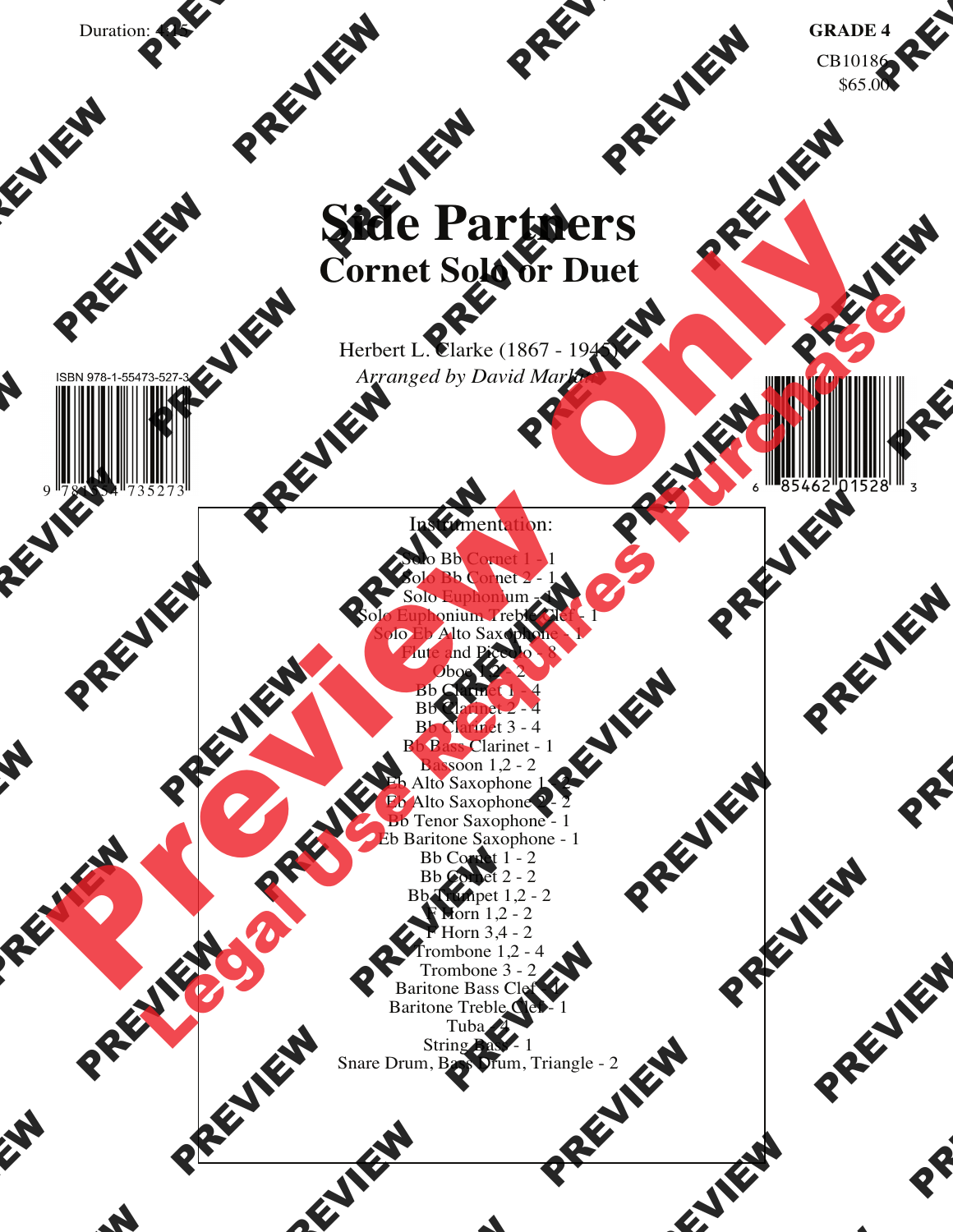Duration: 4:15

**GRADE 4**

CB10186

$65.00

# Side Partners

## Cornet Solo or Duet

Herbert L. Clarke (1867 - 1945)

*Arranged by David Marlatt*

ISBN 978-1-55473-527-3

Instrumentation:

Solo Bb Cornet 1 - 1
Solo Bb Cornet 2 - 1
Solo Euphonium - 1
Solo Euphonium Treble Clef - 1
Solo Eb Alto Saxophone - 1
Flute and Piccolo - 8
Oboe 1,2 - 2
Bb Clarinet 1 - 4
Bb Clarinet 2 - 4
Bb Clarinet 3 - 4
Bb Bass Clarinet - 1
Bassoon 1,2 - 2
Eb Alto Saxophone 1 - 2
Eb Alto Saxophone 2 - 2
Bb Tenor Saxophone - 1
Eb Baritone Saxophone - 1
Bb Cornet 1 - 2
Bb Cornet 2 - 2
Bb Trumpet 1,2 - 2
F Horn 1,2 - 2
F Horn 3,4 - 2
Trombone 1,2 - 4
Trombone 3 - 2
Baritone Bass Clef - 1
Baritone Treble Clef - 1
Tuba - 4
String Bass - 1
Snare Drum, Bass Drum, Triangle - 2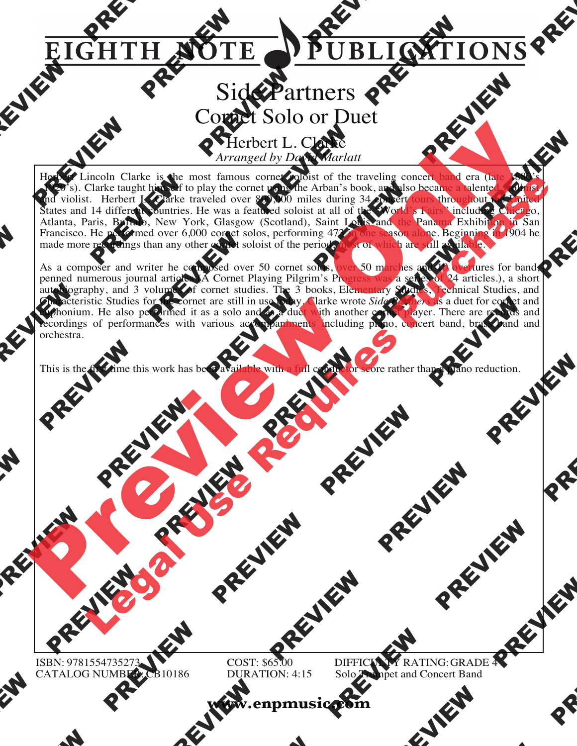# EIGHTH NOTE PUBLICATIONS

# Side Partners

## Cornet Solo or Duet

### Herbert L. Clarke

*Arranged by David Marlatt*

Herbert Lincoln Clarke is the most famous cornet soloist of the traveling concert band era (late 1880's -1920's). Clarke taught himself to play the cornet using the Arban's book, and also became a talented violinist and violist. Herbert L. Clarke traveled over 800,000 miles during 34 concert tours throughout the United States and 14 different countries. He was a featured soloist at all of the "World's Fairs" including Chicago, Atlanta, Paris, Buffalo, New York, Glasgow (Scotland), Saint Louis and the Panama Exhibition in San Francisco. He performed over 6,000 cornet solos, performing 473 in one season alone. Beginning in 1904 he made more recordings than any other cornet soloist of the period, most of which are still available.

As a composer and writer he composed over 50 cornet solos, over 50 marches and 10 overtures for band, penned numerous journal articles (A Cornet Playing Pilgrim's Progress was a series of 24 articles.), a short autobiography, and 3 volumes of cornet studies. The 3 books, Elementary Studies, Technical Studies, and Characteristic Studies for the cornet are still in use today. Clarke wrote *Side Partners* as a duet for cornet and euphonium. He also performed it as a solo and as a duet with another cornet player. There are records and recordings of performances with various accompaniments including piano, concert band, brass band and orchestra.

This is the first time this work has been available with a full conductor score rather than a piano reduction.

ISBN: 9781554735273
CATALOG NUMBER: CB10186
COST: $65.00
DURATION: 4:15
DIFFICULTY RATING: GRADE 4
Solo Trumpet and Concert Band

**www.enpmusic.com**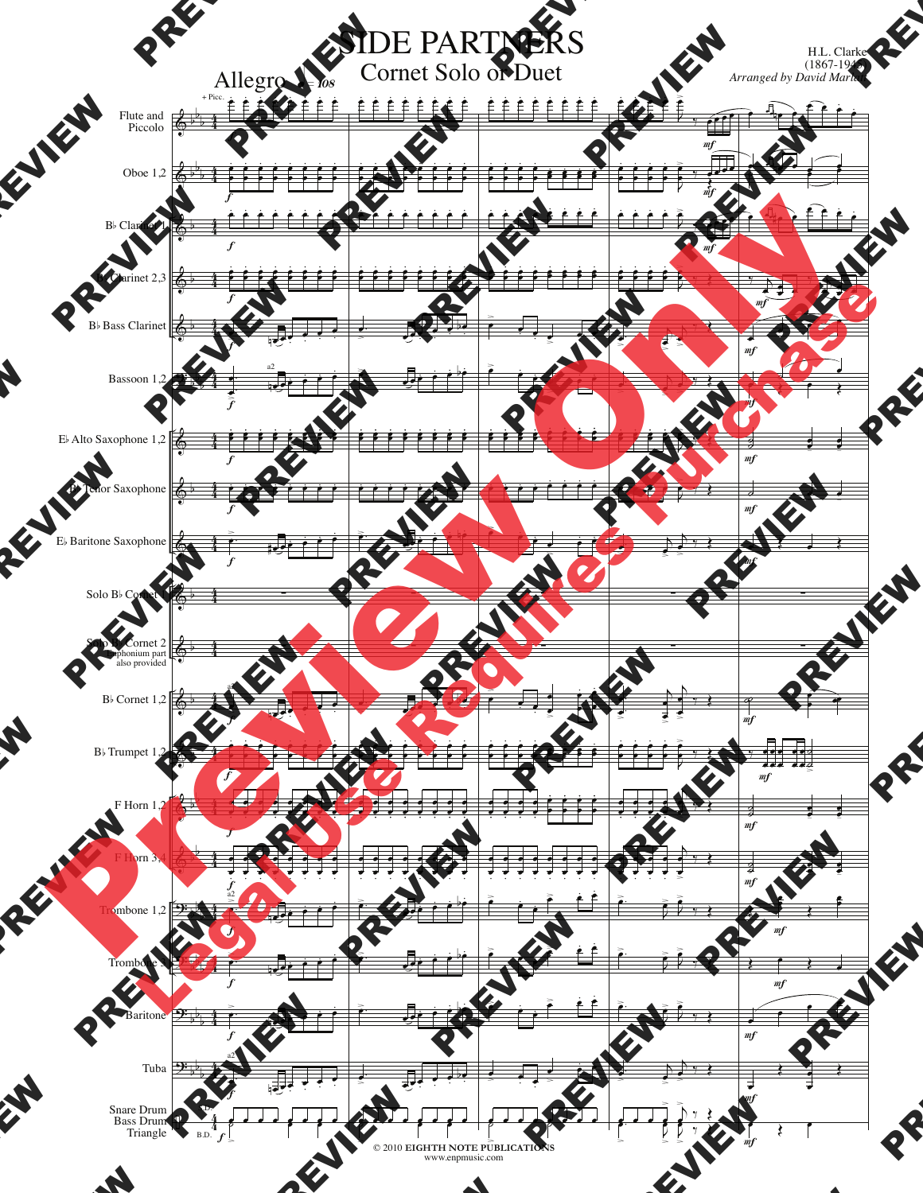# SIDE PARTNERS

## Cornet Solo or Duet

H.L. Clarke
(1867-1945)
*Arranged by David Marlatt*

Allegro ♩= 108

© 2010 **EIGHTH NOTE PUBLICATIONS**
www.enpmusic.com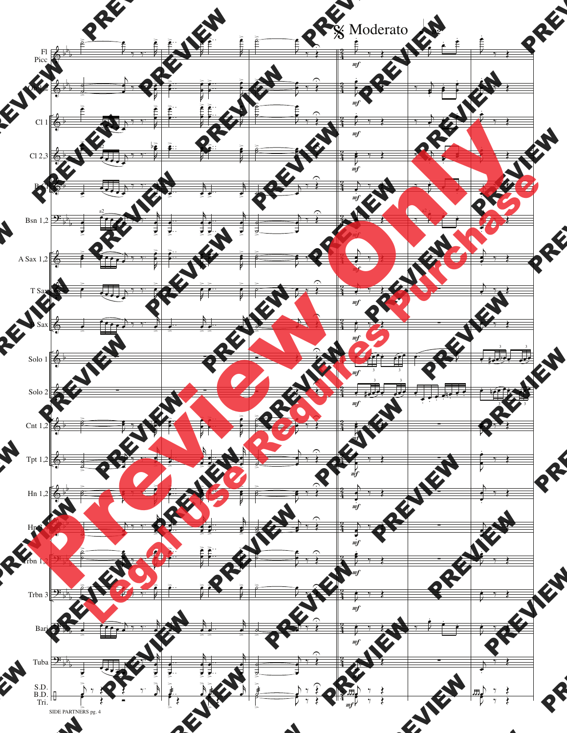𝄋 Moderato

Fl Picc

Ob 1,2

Cl 1

Cl 2,3

B. Cl

Bsn 1,2

A Sax 1,2

T Sax

B Sax

Solo 1

Solo 2

Cnt 1,2

Tpt 1,2

Hn 1,2

Hn 3

Trbn 1,2

Trbn 3

Bari

Tuba

S.D. B.D. Tri.

SIDE PARTNERS pg. 4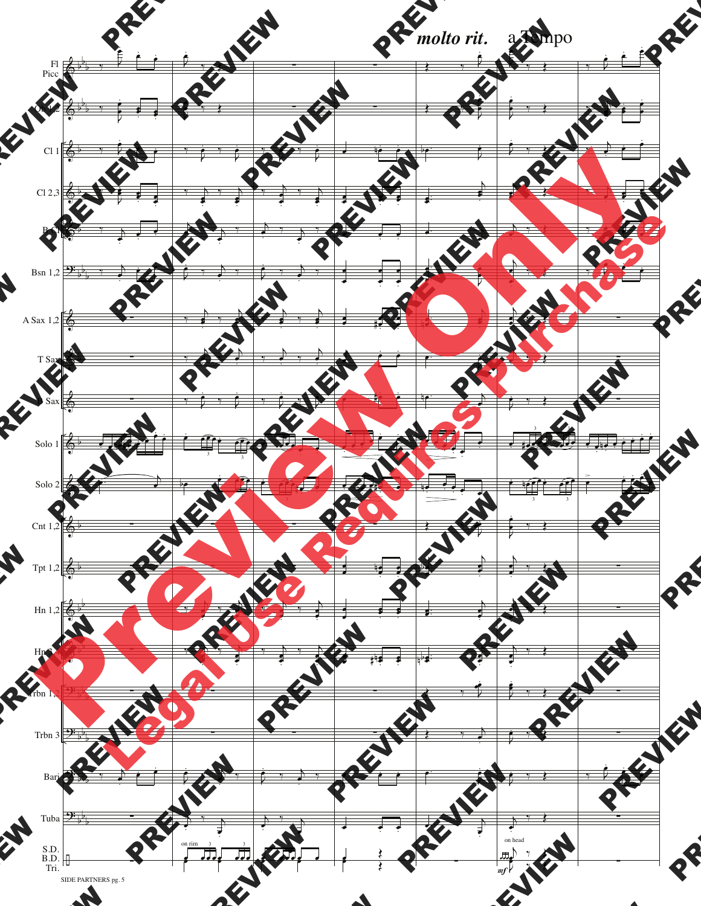*molto rit.* a Tempo

Fl Picc

Ob 1,2

Cl 1

Cl 2,3

B. Cl

Bsn 1,2

A Sax 1,2

T Sax

B Sax

Solo 1

Solo 2

Cnt 1,2

Tpt 1,2

Hn 1,2

Hn 3

Trbn 1,2

Trbn 3

Bari

Tuba

S.D. B.D. Tri.

on rim

on head

*mf*

SIDE PARTNERS pg. 5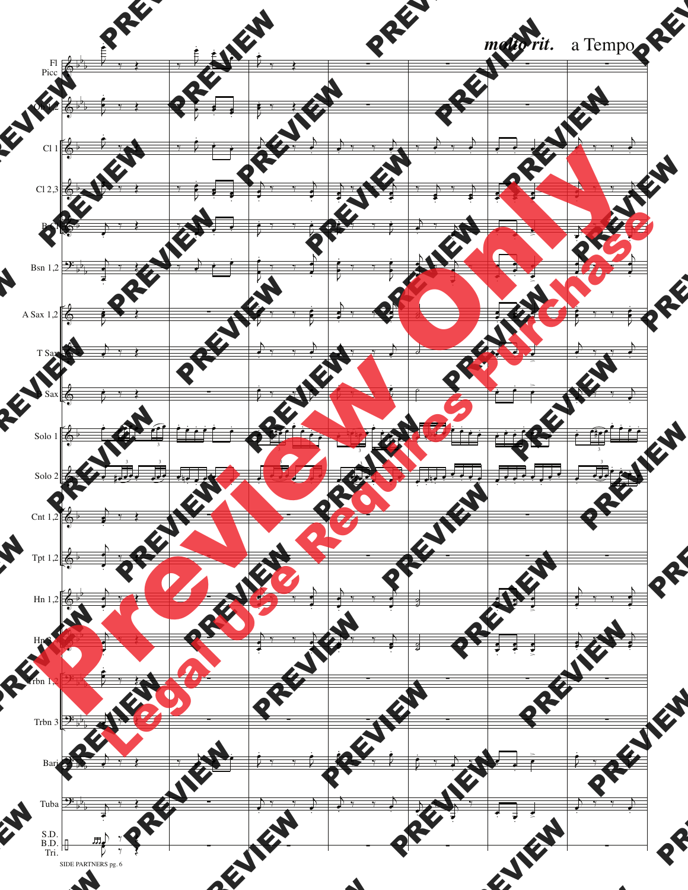*molto rit.* a Tempo

Fl Picc

Ob 1,2

Cl 1

Cl 2,3

B. Cl

Bsn 1,2

A Sax 1,2

T Sax

B Sax

Solo 1

Solo 2

Cnt 1,2

Tpt 1,2

Hn 1,2

Hn 3

Trbn 1,2

Trbn 3

Bari

Tuba

S.D. B.D. Tri.

SIDE PARTNERS pg. 6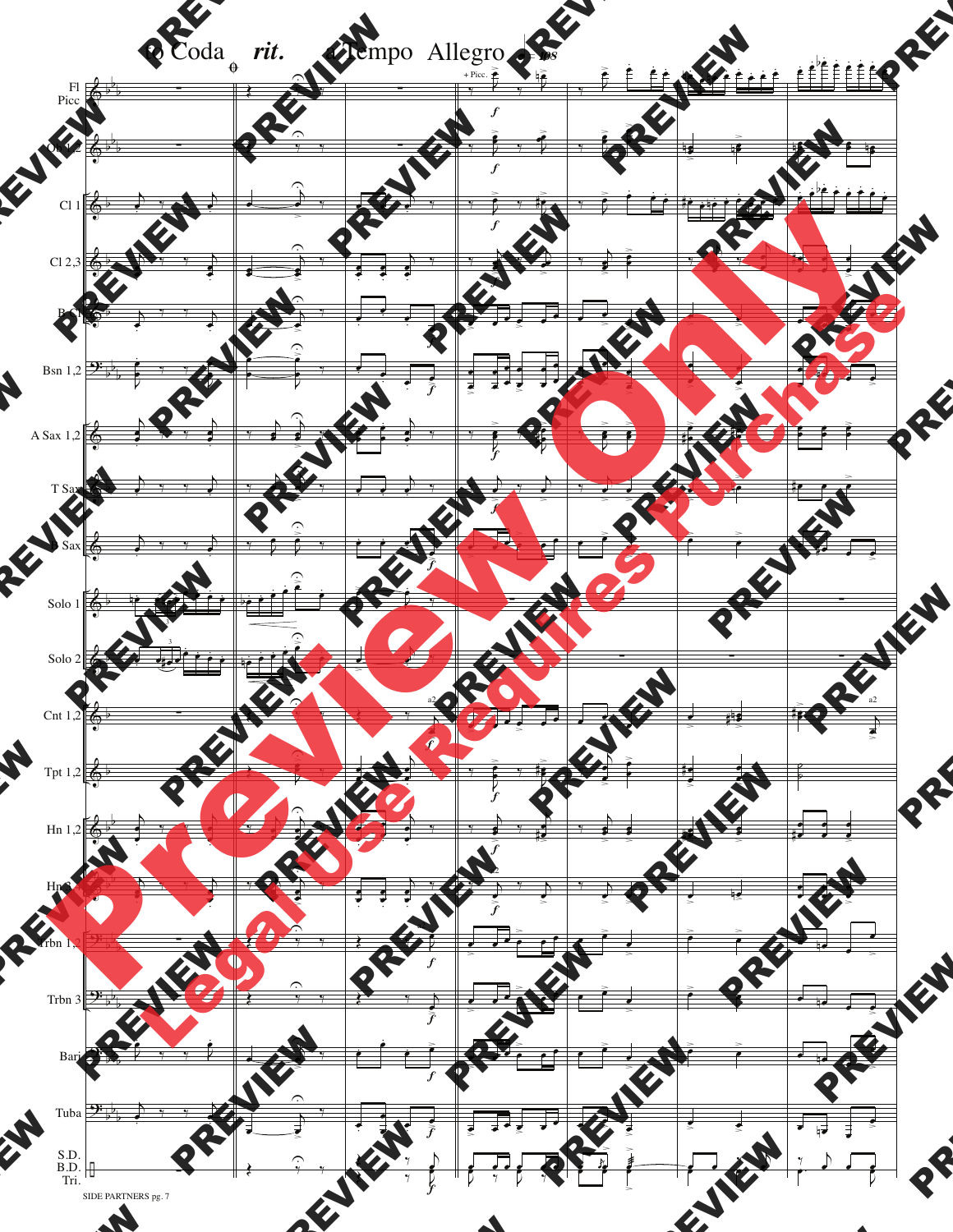To Coda *rit.* a Tempo Allegro ♩= 108

Fl Picc

Ob 1,2

Cl 1

Cl 2,3

B. Cl

Bsn 1,2

A Sax 1,2

T Sax

B Sax

Solo 1

Solo 2

Cnt 1,2

Tpt 1,2

Hn 1,2

Hn 3

Trbn 1,2

Trbn 3

Bari

Tuba

S.D.
B.D.
Tri.

SIDE PARTNERS pg. 7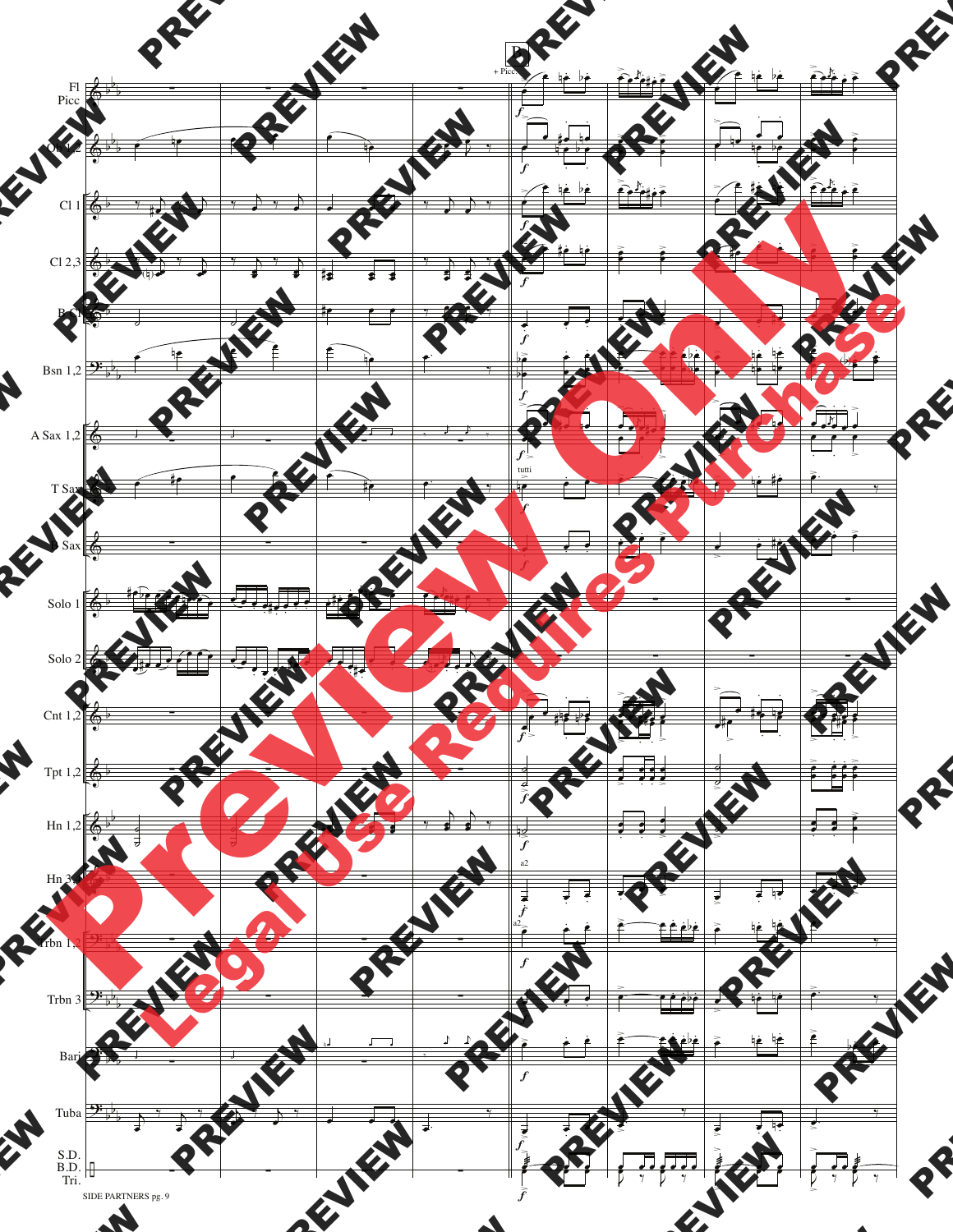B

+ Picc.

Fl Picc

Ob 1,2

Cl 1

Cl 2,3

B. Cl

Bsn 1,2

A Sax 1,2

tutti

T Sax

B Sax

Solo 1

Solo 2

Cnt 1,2

Tpt 1,2

Hn 1,2

a2

Hn 3,4

a2

Trbn 1,2

Trbn 3

Bari

Tuba

S.D. B.D. Tri.

SIDE PARTNERS pg. 9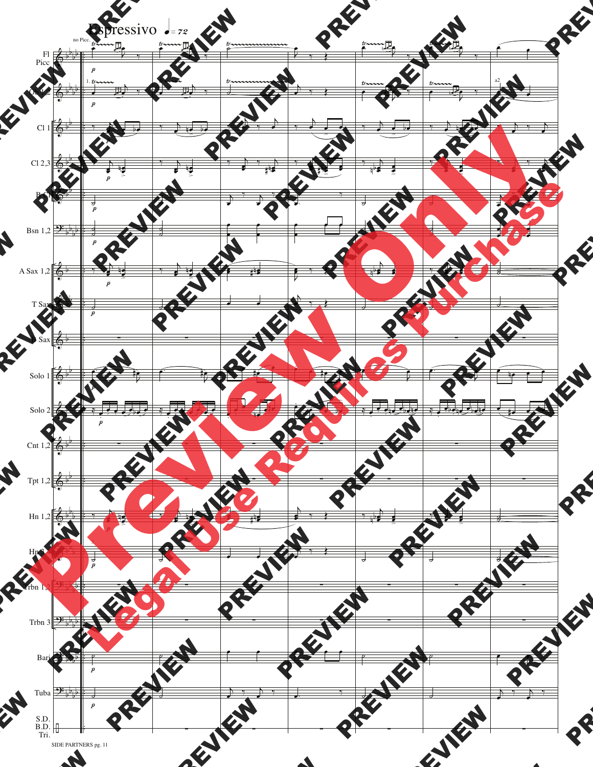Espressivo ♩= 72

SIDE PARTNERS pg. 11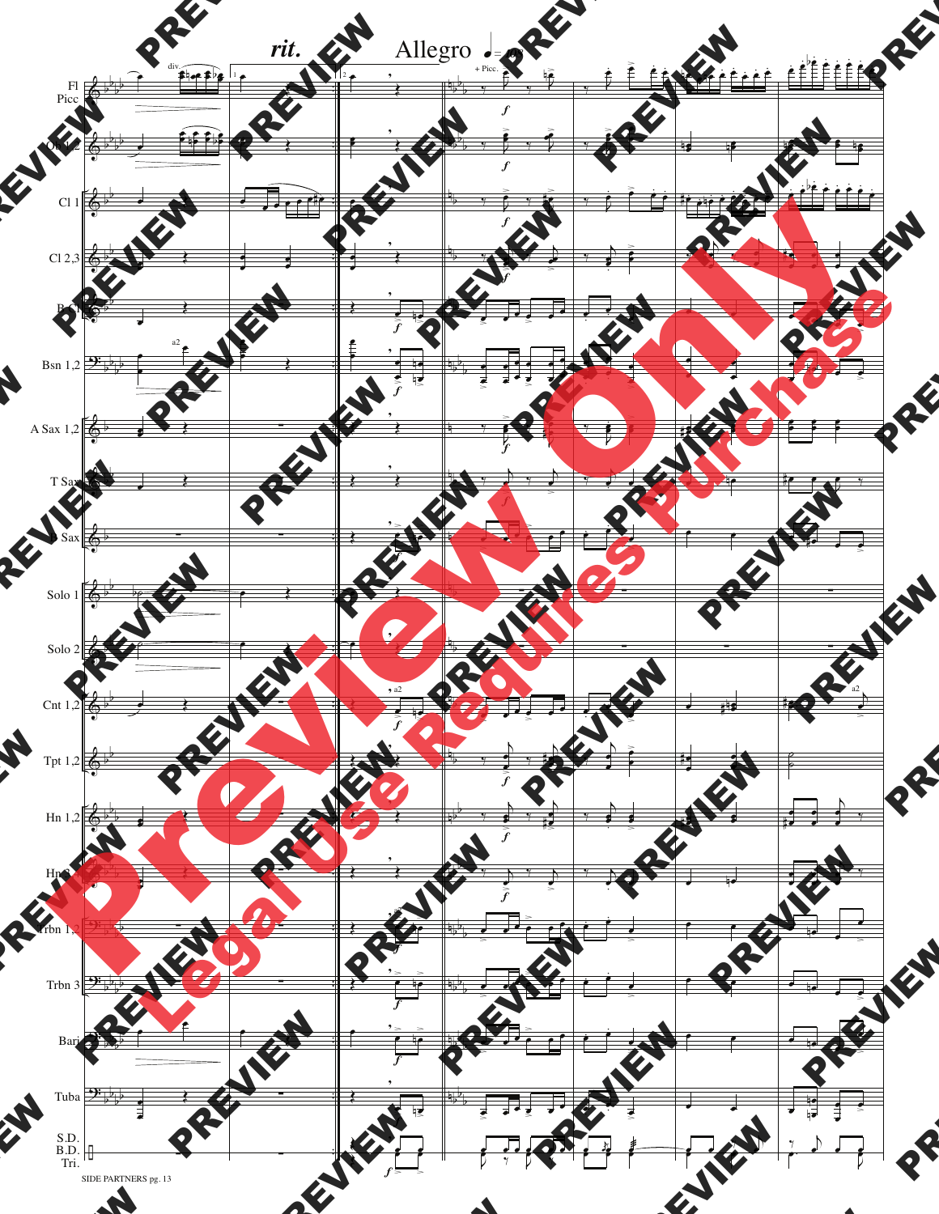*rit.* Allegro ♩= 100

Fl Picc

Ob 1,2

Cl 1

Cl 2,3

B. Cl

Bsn 1,2

A Sax 1,2

T Sax

B Sax

Solo 1

Solo 2

Cnt 1,2

Tpt 1,2

Hn 1,2

Hn 3

Trbn 1,2

Trbn 3

Bari

Tuba

S.D. B.D. Tri.

SIDE PARTNERS pg. 13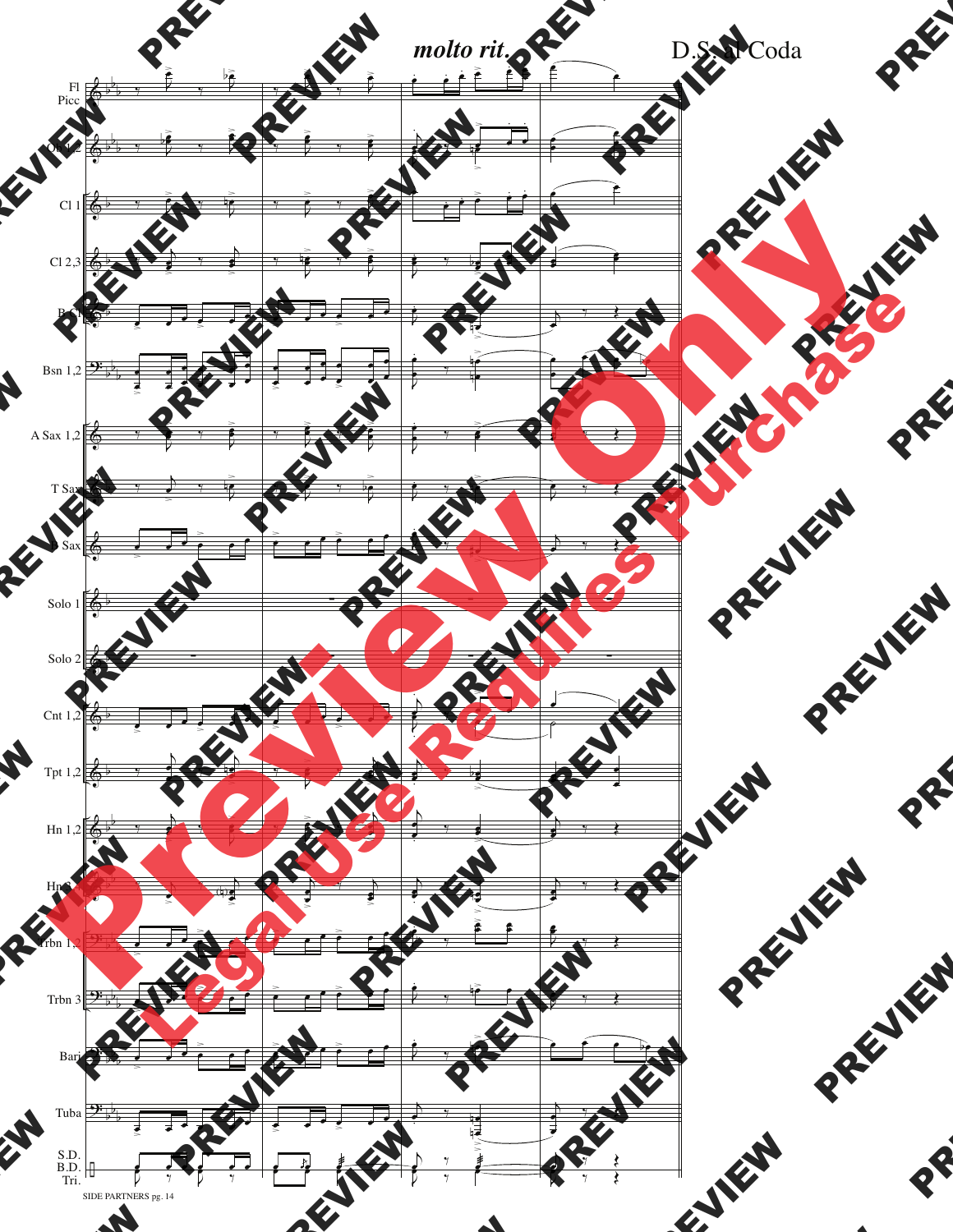*molto rit.*

D.S. al Coda

Fl Picc

Ob 1,2

Cl 1

Cl 2,3

B. Cl

Bsn 1,2

A Sax 1,2

T Sax

B Sax

Solo 1

Solo 2

Cnt 1,2

Tpt 1,2

Hn 1,2

Hn 3

Trbn 1,2

Trbn 3

Bari

Tuba

S.D. B.D. Tri.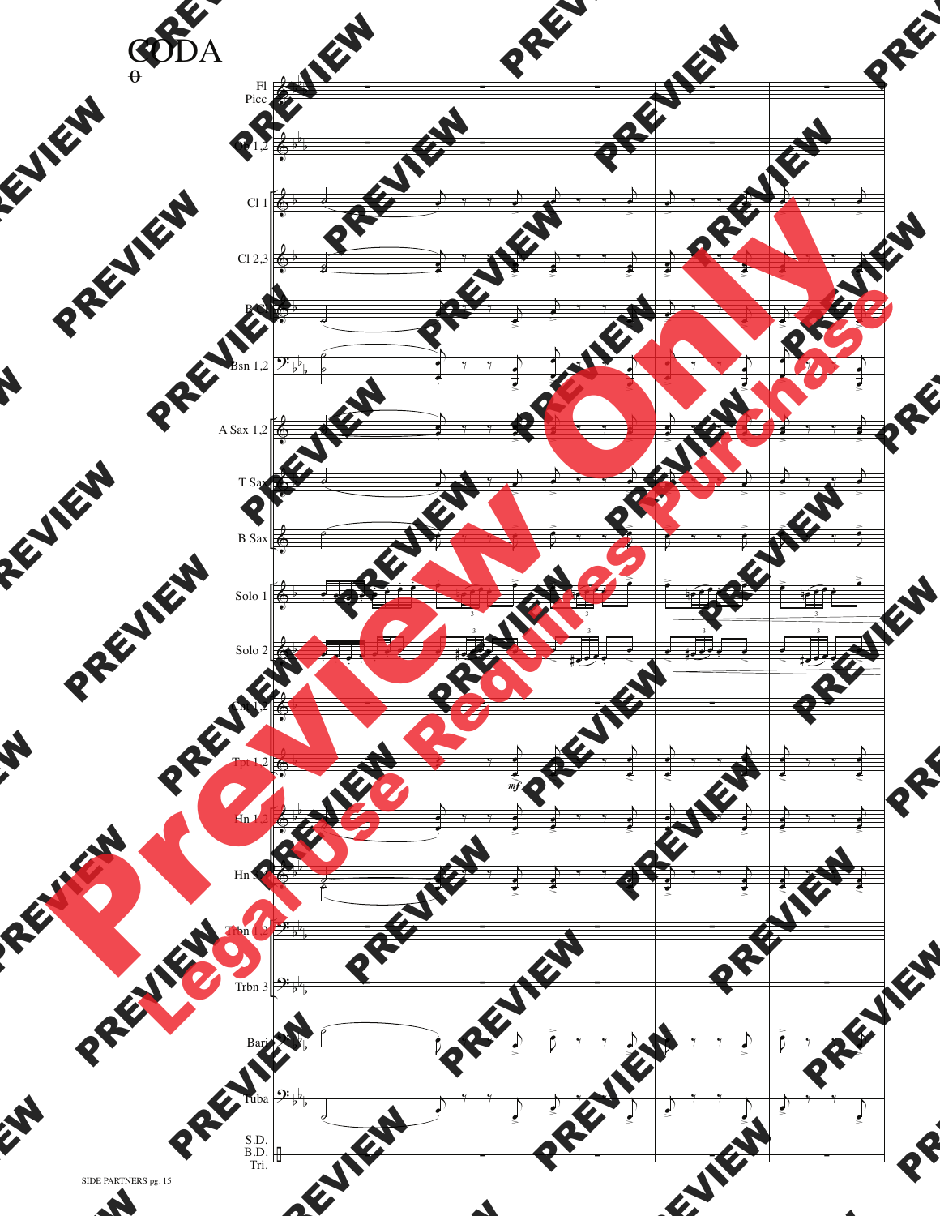# CODA

Fl Picc

Ob 1,2

Cl 1

Cl 2,3

B Cl

Bsn 1,2

A Sax 1,2

T Sax

B Sax

Solo 1

Solo 2

Hn 1,2

Tpt 1,2

Hn 1,2

Hn 3

Trbn 1,2

Trbn 3

Bari

Tuba

S.D. B.D. Tri.

*mf*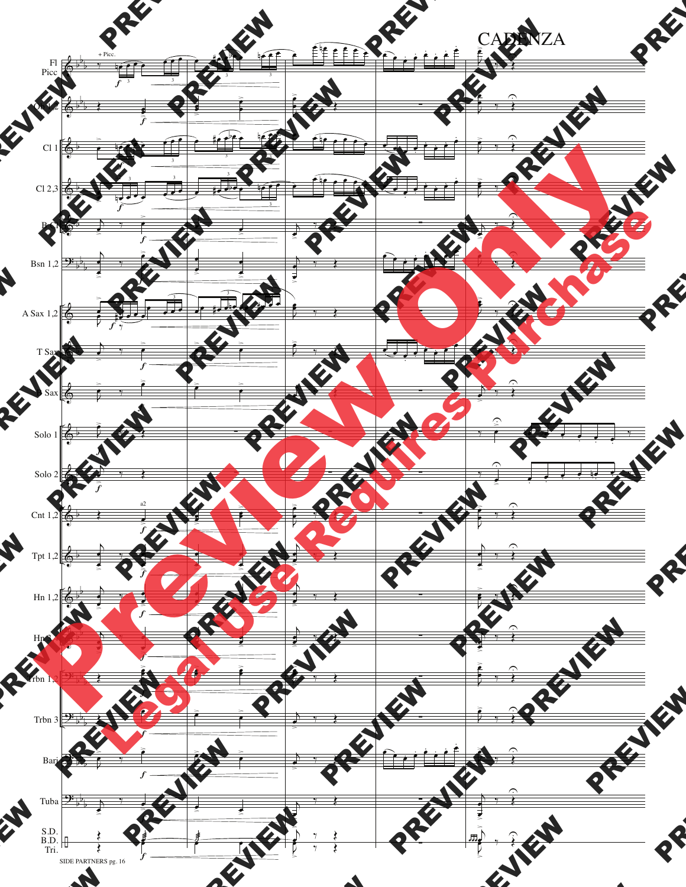CADENZA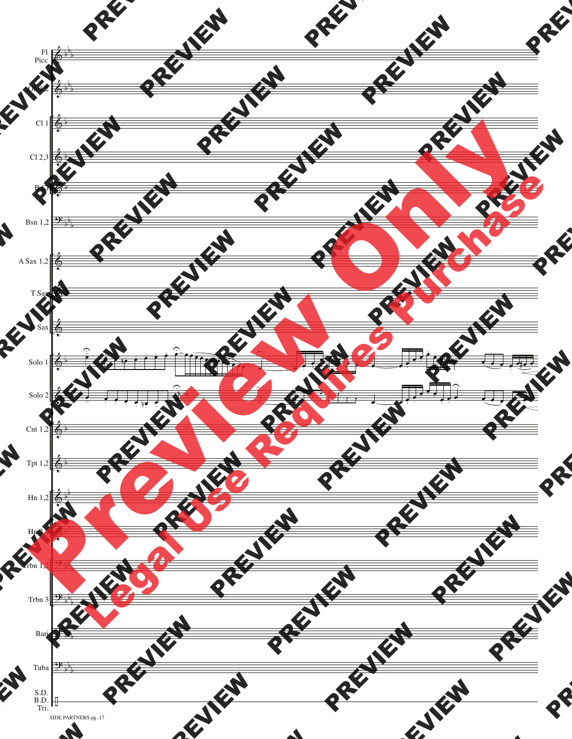Fl
Picc

Ob 1,2

Cl 1

Cl 2,3

B. Cl

Bsn 1,2

A Sax 1,2

T Sax

B Sax

Solo 1

Solo 2

Cnt 1,2

Tpt 1,2

Hn 1,2

Hn 3

Trbn 1,2

Trbn 3

Bari

Tuba

S.D.
B.D.
Tri.

SIDE PARTNERS pg. 17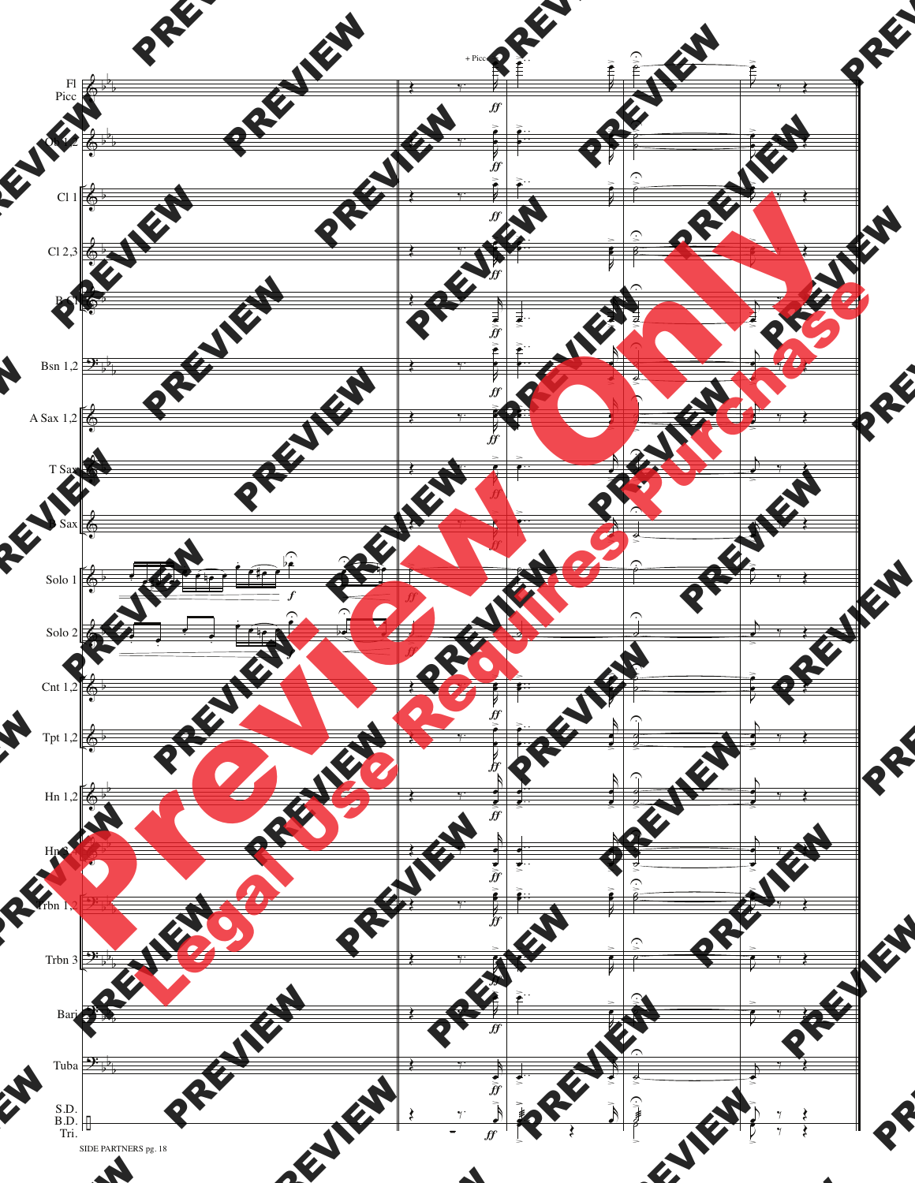Fl
Picc

+ Picc.

Ob 1,2

Cl 1

Cl 2,3

B. Cl

Bsn 1,2

A Sax 1,2

T Sax

B Sax

Solo 1

Solo 2

Cnt 1,2

Tpt 1,2

Hn 1,2

Hn 3

Trbn 1,2

Trbn 3

Bari

Tuba

S.D.
B.D.
Tri.

SIDE PARTNERS pg. 18